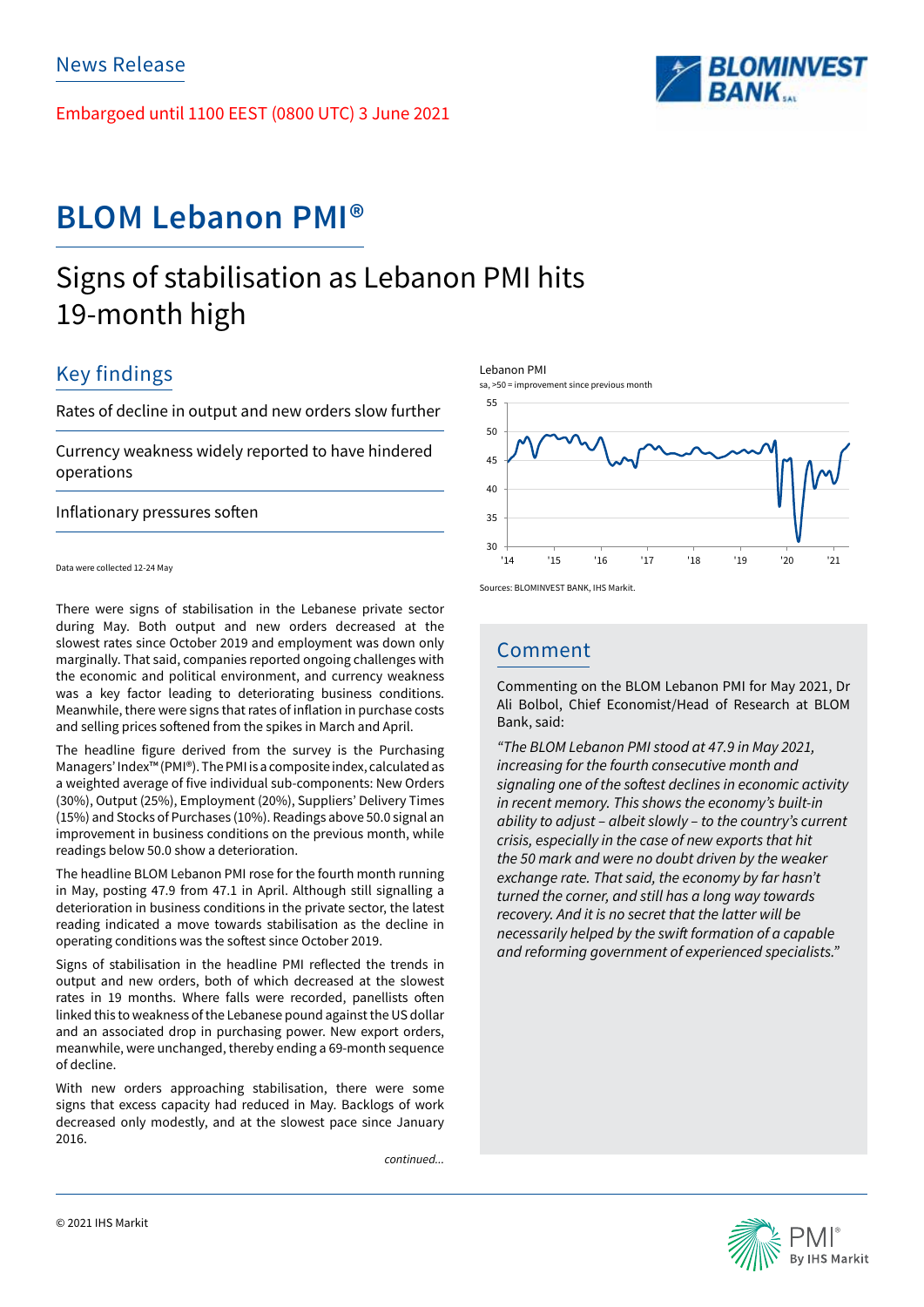News Release

Embargoed until 1100 EEST (0800 UTC) 3 June 2021

# BLOM Lebanon PMI®

## Signs of stabilisation as Lebanon PMI hits 19-month high

### Key findings

Rates of decline in output and new orders slow further

Currency weakness widely reported to have hindered operations

Inflationary pressures soften

Data were collected 12-24 May

Lebanon PMI

sa, >50 = improvement since previous month

Sources: BLOMINVEST BANK, IHS Markit.

There were signs of stabilisation in the Lebanese private sector during May. Both output and new orders decreased at the slowest rates since October 2019 and employment was down only marginally. That said, companies reported ongoing challenges with the economic and political environment, and currency weakness was a key factor leading to deteriorating business conditions. Meanwhile, there were signs that rates of inflation in purchase costs and selling prices softened from the spikes in March and April.

The headline figure derived from the survey is the Purchasing Managers' Index™ (PMI®). The PMI is a composite index, calculated as a weighted average of five individual sub-components: New Orders (30%), Output (25%), Employment (20%), Suppliers' Delivery Times (15%) and Stocks of Purchases (10%). Readings above 50.0 signal an improvement in business conditions on the previous month, while readings below 50.0 show a deterioration.

The headline BLOM Lebanon PMI rose for the fourth month running in May, posting 47.9 from 47.1 in April. Although still signalling a deterioration in business conditions in the private sector, the latest reading indicated a move towards stabilisation as the decline in operating conditions was the softest since October 2019.

Signs of stabilisation in the headline PMI reflected the trends in output and new orders, both of which decreased at the slowest rates in 19 months. Where falls were recorded, panellists often linked this to weakness of the Lebanese pound against the US dollar and an associated drop in purchasing power. New export orders, meanwhile, were unchanged, thereby ending a 69-month sequence of decline.

With new orders approaching stabilisation, there were some signs that excess capacity had reduced in May. Backlogs of work decreased only modestly, and at the slowest pace since January 2016.

*continued...*

### Comment

Commenting on the BLOM Lebanon PMI for May 2021, Dr Ali Bolbol, Chief Economist/Head of Research at BLOM Bank, said:

*"The BLOM Lebanon PMI stood at 47.9 in May 2021, increasing for the fourth consecutive month and signaling one of the softest declines in economic activity in recent memory. This shows the economy's built-in ability to adjust – albeit slowly – to the country's current crisis, especially in the case of new exports that hit the 50 mark and were no doubt driven by the weaker exchange rate. That said, the economy by far hasn't turned the corner, and still has a long way towards recovery. And it is no secret that the latter will be necessarily helped by the swift formation of a capable and reforming government of experienced specialists."*

© 2021 IHS Markit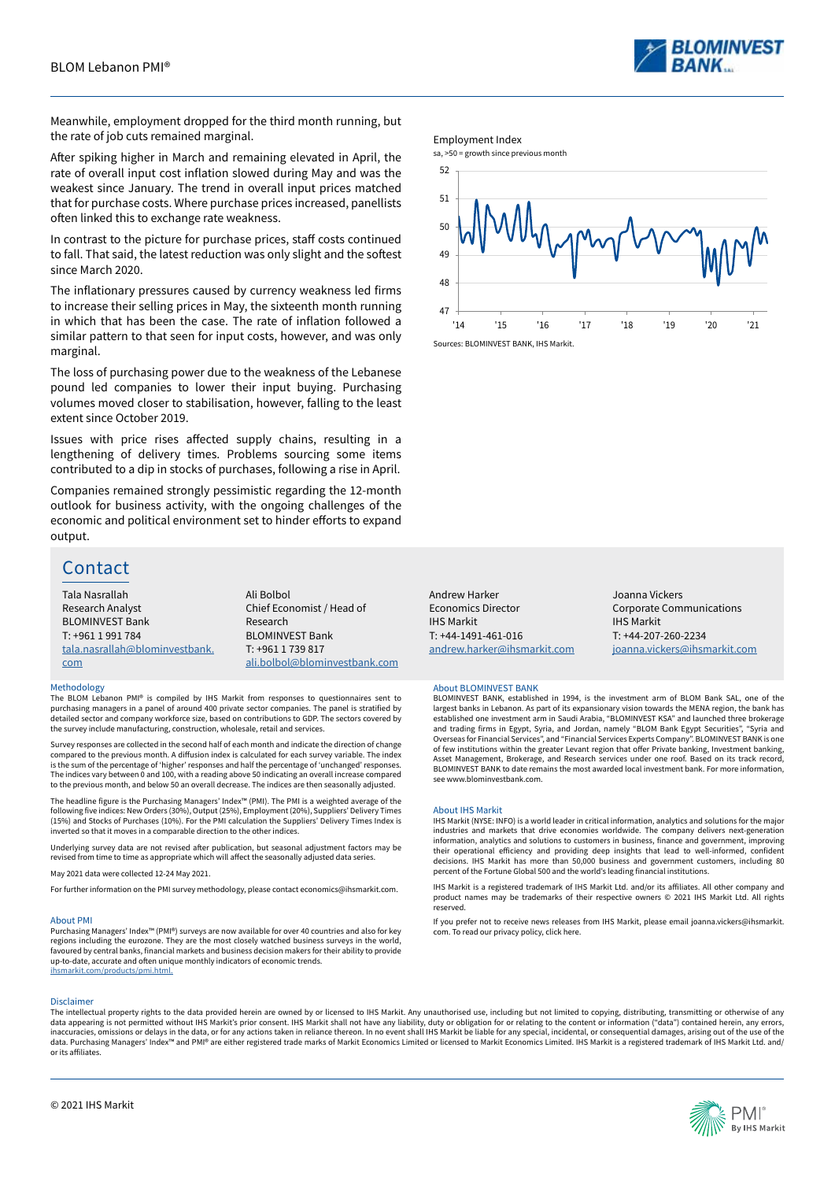Meanwhile, employment dropped for the third month running, but the rate of job cuts remained marginal.

After spiking higher in March and remaining elevated in April, the rate of overall input cost inflation slowed during May and was the weakest since January. The trend in overall input prices matched that for purchase costs. Where purchase prices increased, panellists often linked this to exchange rate weakness.

In contrast to the picture for purchase prices, staff costs continued to fall. That said, the latest reduction was only slight and the softest since March 2020.

The inflationary pressures caused by currency weakness led firms to increase their selling prices in May, the sixteenth month running in which that has been the case. The rate of inflation followed a similar pattern to that seen for input costs, however, and was only marginal.

The loss of purchasing power due to the weakness of the Lebanese pound led companies to lower their input buying. Purchasing volumes moved closer to stabilisation, however, falling to the least extent since October 2019.

Issues with price rises affected supply chains, resulting in a lengthening of delivery times. Problems sourcing some items contributed to a dip in stocks of purchases, following a rise in April.

Companies remained strongly pessimistic regarding the 12-month outlook for business activity, with the ongoing challenges of the economic and political environment set to hinder efforts to expand output.

Employment Index
sa, >50 = growth since previous month

52
51
50
49
48
47
'14 '15 '16 '17 '18 '19 '20 '21

Sources: BLOMINVEST BANK, IHS Markit.

## Contact

Tala Nasrallah
Research Analyst
BLOMINVEST Bank
T: +961 1 991 784
tala.nasrallah@blominvestbank.com

Ali Bolbol
Chief Economist / Head of Research
BLOMINVEST Bank
T: +961 1 739 817
ali.bolbol@blominvestbank.com

Andrew Harker
Economics Director
IHS Markit
T: +44-1491-461-016
andrew.harker@ihsmarkit.com

Joanna Vickers
Corporate Communications
IHS Markit
T: +44-207-260-2234
joanna.vickers@ihsmarkit.com

### Methodology

The BLOM Lebanon PMI® is compiled by IHS Markit from responses to questionnaires sent to purchasing managers in a panel of around 400 private sector companies. The panel is stratified by detailed sector and company workforce size, based on contributions to GDP. The sectors covered by the survey include manufacturing, construction, wholesale, retail and services.

Survey responses are collected in the second half of each month and indicate the direction of change compared to the previous month. A diffusion index is calculated for each survey variable. The index is the sum of the percentage of 'higher' responses and half the percentage of 'unchanged' responses. The indices vary between 0 and 100, with a reading above 50 indicating an overall increase compared to the previous month, and below 50 an overall decrease. The indices are then seasonally adjusted.

The headline figure is the Purchasing Managers' Index™ (PMI). The PMI is a weighted average of the following five indices: New Orders (30%), Output (25%), Employment (20%), Suppliers' Delivery Times (15%) and Stocks of Purchases (10%). For the PMI calculation the Suppliers' Delivery Times Index is inverted so that it moves in a comparable direction to the other indices.

Underlying survey data are not revised after publication, but seasonal adjustment factors may be revised from time to time as appropriate which will affect the seasonally adjusted data series.

May 2021 data were collected 12-24 May 2021.

For further information on the PMI survey methodology, please contact economics@ihsmarkit.com.

### About PMI

Purchasing Managers' Index™ (PMI®) surveys are now available for over 40 countries and also for key regions including the eurozone. They are the most closely watched business surveys in the world, favoured by central banks, financial markets and business decision makers for their ability to provide up-to-date, accurate and often unique monthly indicators of economic trends.
ihsmarkit.com/products/pmi.html.

### About BLOMINVEST BANK

BLOMINVEST BANK, established in 1994, is the investment arm of BLOM Bank SAL, one of the largest banks in Lebanon. As part of its expansionary vision towards the MENA region, the bank has established one investment arm in Saudi Arabia, "BLOMINVEST KSA" and launched three brokerage and trading firms in Egypt, Syria, and Jordan, namely "BLOM Bank Egypt Securities", "Syria and Overseas for Financial Services", and "Financial Services Experts Company". BLOMINVEST BANK is one of few institutions within the greater Levant region that offer Private banking, Investment banking, Asset Management, Brokerage, and Research services under one roof. Based on its track record, BLOMINVEST BANK to date remains the most awarded local investment bank. For more information, see www.blominvestbank.com.

### About IHS Markit

IHS Markit (NYSE: INFO) is a world leader in critical information, analytics and solutions for the major industries and markets that drive economies worldwide. The company delivers next-generation information, analytics and solutions to customers in business, finance and government, improving their operational efficiency and providing deep insights that lead to well-informed, confident decisions. IHS Markit has more than 50,000 business and government customers, including 80 percent of the Fortune Global 500 and the world's leading financial institutions.

IHS Markit is a registered trademark of IHS Markit Ltd. and/or its affiliates. All other company and product names may be trademarks of their respective owners © 2021 IHS Markit Ltd. All rights reserved.

If you prefer not to receive news releases from IHS Markit, please email joanna.vickers@ihsmarkit.com. To read our privacy policy, click here.

### Disclaimer

The intellectual property rights to the data provided herein are owned by or licensed to IHS Markit. Any unauthorised use, including but not limited to copying, distributing, transmitting or otherwise of any data appearing is not permitted without IHS Markit's prior consent. IHS Markit shall not have any liability, duty or obligation for or relating to the content or information ("data") contained herein, any errors, inaccuracies, omissions or delays in the data, or for any actions taken in reliance thereon. In no event shall IHS Markit be liable for any special, incidental, or consequential damages, arising out of the use of the data. Purchasing Managers' Index™ and PMI® are either registered trade marks of Markit Economics Limited or licensed to Markit Economics Limited. IHS Markit is a registered trademark of IHS Markit Ltd. and/or its affiliates.

© 2021 IHS Markit